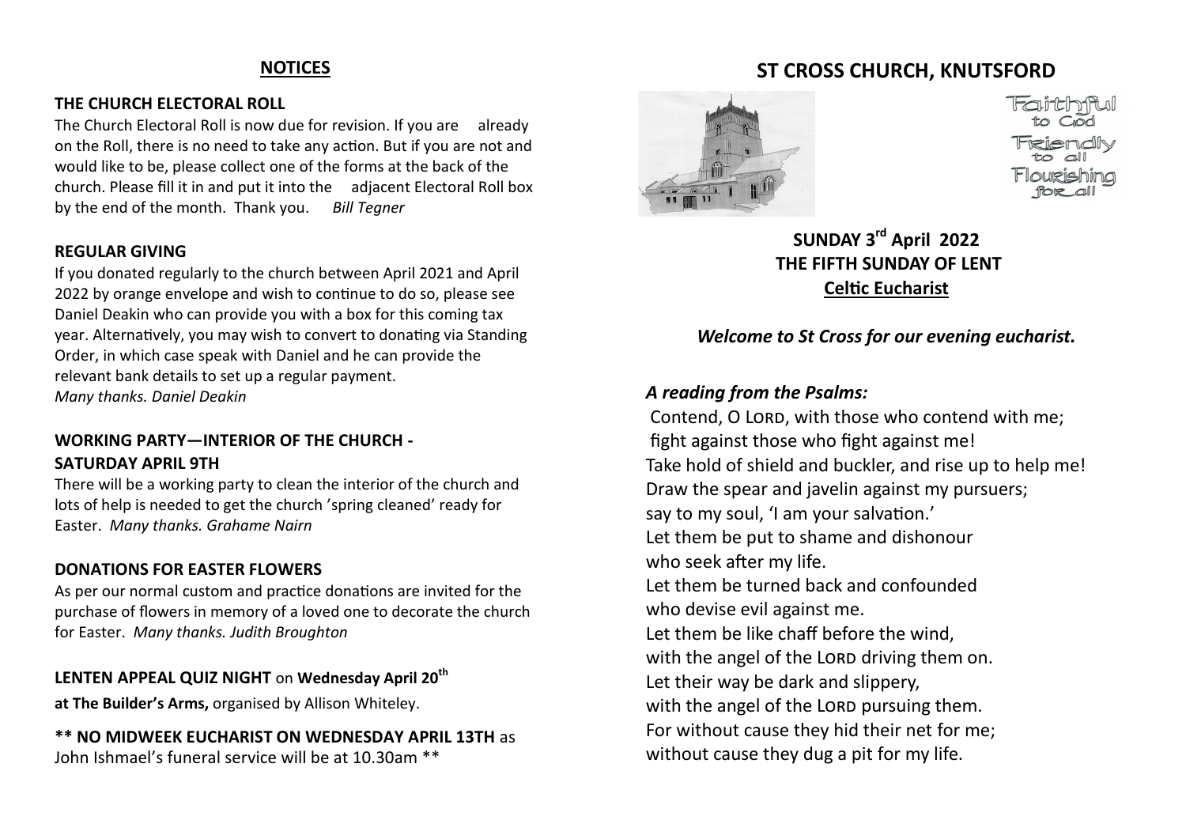## NOTICES

### THE CHURCH ELECTORAL ROLL

The Church Electoral Roll is now due for revision. If you are already on the Roll, there is no need to take any action. But if you are not and would like to be, please collect one of the forms at the back of the church. Please fill it in and put it into the adjacent Electoral Roll box by the end of the month. Thank you. *Bill Tegner*

### REGULAR GIVING

If you donated regularly to the church between April 2021 and April 2022 by orange envelope and wish to continue to do so, please see Daniel Deakin who can provide you with a box for this coming tax year. Alternatively, you may wish to convert to donating via Standing Order, in which case speak with Daniel and he can provide the relevant bank details to set up a regular payment.
*Many thanks. Daniel Deakin*

### WORKING PARTY—INTERIOR OF THE CHURCH - SATURDAY APRIL 9TH

There will be a working party to clean the interior of the church and lots of help is needed to get the church 'spring cleaned' ready for Easter. *Many thanks. Grahame Nairn*

### DONATIONS FOR EASTER FLOWERS

As per our normal custom and practice donations are invited for the purchase of flowers in memory of a loved one to decorate the church for Easter. *Many thanks. Judith Broughton*

**LENTEN APPEAL QUIZ NIGHT** on **Wednesday April 20th at The Builder's Arms,** organised by Allison Whiteley.

**\*\* NO MIDWEEK EUCHARIST ON WEDNESDAY APRIL 13TH** as John Ishmael's funeral service will be at 10.30am \*\*

# ST CROSS CHURCH, KNUTSFORD

Faithful to God
Friendly to all
Flourishing for all

**SUNDAY 3rd April 2022**
**THE FIFTH SUNDAY OF LENT**
**Celtic Eucharist**

***Welcome to St Cross for our evening eucharist.***

### *A reading from the Psalms:*

Contend, O LORD, with those who contend with me;
fight against those who fight against me!
Take hold of shield and buckler, and rise up to help me!
Draw the spear and javelin against my pursuers;
say to my soul, 'I am your salvation.'
Let them be put to shame and dishonour
who seek after my life.
Let them be turned back and confounded
who devise evil against me.
Let them be like chaff before the wind,
with the angel of the LORD driving them on.
Let their way be dark and slippery,
with the angel of the LORD pursuing them.
For without cause they hid their net for me;
without cause they dug a pit for my life.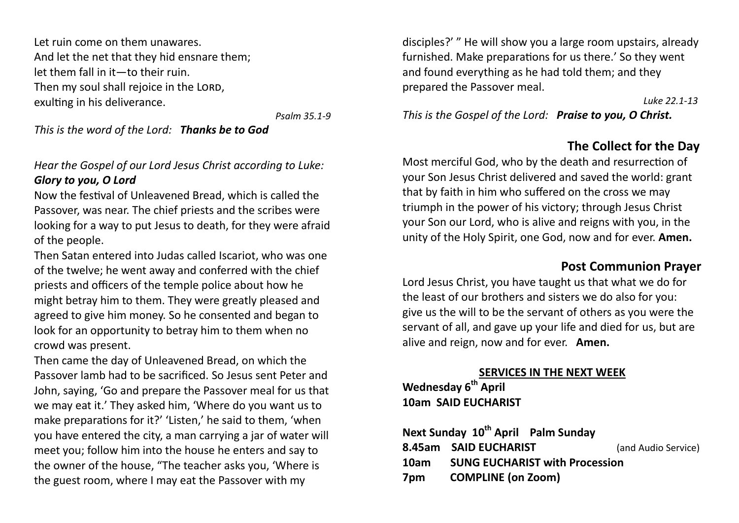Let ruin come on them unawares.
And let the net that they hid ensnare them;
let them fall in it—to their ruin.
Then my soul shall rejoice in the LORD,
exulting in his deliverance.

*Psalm 35.1-9*

*This is the word of the Lord:* ***Thanks be to God***

*Hear the Gospel of our Lord Jesus Christ according to Luke:*
***Glory to you, O Lord***

Now the festival of Unleavened Bread, which is called the Passover, was near. The chief priests and the scribes were looking for a way to put Jesus to death, for they were afraid of the people.

Then Satan entered into Judas called Iscariot, who was one of the twelve; he went away and conferred with the chief priests and officers of the temple police about how he might betray him to them. They were greatly pleased and agreed to give him money. So he consented and began to look for an opportunity to betray him to them when no crowd was present.

Then came the day of Unleavened Bread, on which the Passover lamb had to be sacrificed. So Jesus sent Peter and John, saying, 'Go and prepare the Passover meal for us that we may eat it.' They asked him, 'Where do you want us to make preparations for it?' 'Listen,' he said to them, 'when you have entered the city, a man carrying a jar of water will meet you; follow him into the house he enters and say to the owner of the house, "The teacher asks you, 'Where is the guest room, where I may eat the Passover with my disciples?' " He will show you a large room upstairs, already furnished. Make preparations for us there.' So they went and found everything as he had told them; and they prepared the Passover meal.

*Luke 22.1-13*

*This is the Gospel of the Lord:* ***Praise to you, O Christ.***

## The Collect for the Day

Most merciful God, who by the death and resurrection of your Son Jesus Christ delivered and saved the world: grant that by faith in him who suffered on the cross we may triumph in the power of his victory; through Jesus Christ your Son our Lord, who is alive and reigns with you, in the unity of the Holy Spirit, one God, now and for ever. **Amen.**

## Post Communion Prayer

Lord Jesus Christ, you have taught us that what we do for the least of our brothers and sisters we do also for you: give us the will to be the servant of others as you were the servant of all, and gave up your life and died for us, but are alive and reign, now and for ever. **Amen.**

**SERVICES IN THE NEXT WEEK**

**Wednesday 6th April**
**10am SAID EUCHARIST**

**Next Sunday 10th April Palm Sunday**
**8.45am SAID EUCHARIST** (and Audio Service)
**10am SUNG EUCHARIST with Procession**
**7pm COMPLINE (on Zoom)**